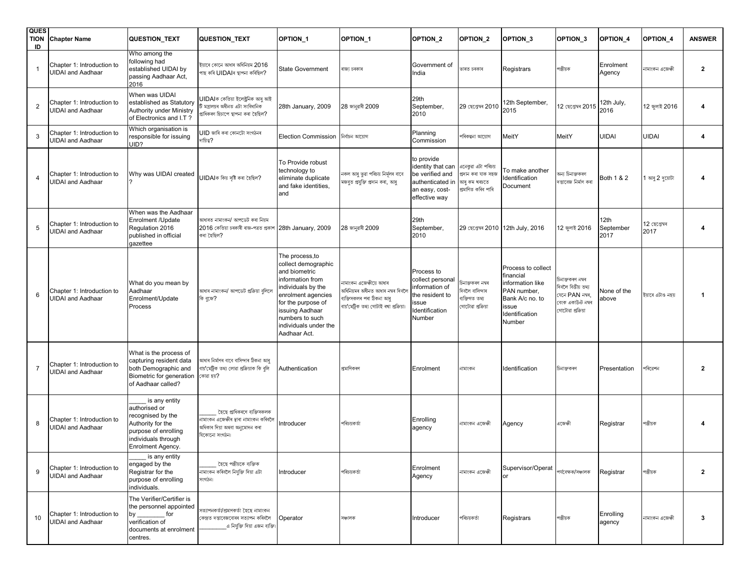| QUESTION ID | Chapter Name | QUESTION_TEXT | QUESTION_TEXT | OPTION_1 | OPTION_1 | OPTION_2 | OPTION_2 | OPTION_3 | OPTION_3 | OPTION_4 | OPTION_4 | ANSWER |
|---|---|---|---|---|---|---|---|---|---|---|---|---|
| 1 | Chapter 1: Introduction to UIDAI and Aadhaar | Who among the following had established UIDAI by passing Aadhaar Act, 2016 | ইয়াৰে কোনে আধাৰ অধিনিয়ম 2016 পাছ কৰি UIDAIৰ স্থাপনা কৰিছিল? | State Government | ৰাজ্য চৰকাৰ | Government of India | ভাৰত চৰকাৰ | Registrars | পঞ্জীয়ক | Enrolment Agency | নামাংকন এজেন্সী | 2 |
| 2 | Chapter 1: Introduction to UIDAI and Aadhaar | When was UIDAI established as Statutory Authority under Ministry of Electronics and I.T ? | UIDAIক কেতিয়া ইলেক্ট্ৰনিক আৰু আই টি মন্ত্ৰালয়ৰ অধীনত এটা সংবিধানিক প্ৰাধিকৰণ হিচাপে স্থাপনা কৰা হৈছিল? | 28th January, 2009 | 28 জানুৱাৰী 2009 | 29th September, 2010 | 29 ছেপ্তেম্বৰ 2010 | 12th September, 2015 | 12 ছেপ্তেম্বৰ 2015 | 12th July, 2016 | 12 জুলাই 2016 | 4 |
| 3 | Chapter 1: Introduction to UIDAI and Aadhaar | Which organisation is responsible for issuing UID? | UID জাৰি কৰা কোনটো সংগঠনৰ দায়িত্ব? | Election Commission | নিৰ্বাচন আয়োগ | Planning Commission | পৰিকল্পনা আয়োগ | MeitY | MeitY | UIDAI | UIDAI | 4 |
| 4 | Chapter 1: Introduction to UIDAI and Aadhaar | Why was UIDAI created ? | UIDAIক কিয় সৃষ্টি কৰা হৈছিল? | To Provide robust technology to eliminate duplicate and fake identities, and | নকল আৰু ভুৱা পৰিচয় নিৰ্মূলৰ বাবে মজবুত প্ৰযুক্তি প্ৰদান কৰা, আৰু | to provide identity that can be verified and authenticated in an easy, cost-effective way | এনেকুৱা এটা পৰিচয় প্ৰদান কৰা যাক সহজ আৰু কম খৰচতে প্ৰমাণিত কৰিব পাৰি | To make another Identification Document | অন্য চিনাক্তকৰণ দস্তাবেজ নিৰ্মাণ কৰা | Both 1 & 2 | 1 আৰু 2 দুয়োটা | 4 |
| 5 | Chapter 1: Introduction to UIDAI and Aadhaar | When was the Aadhaar Enrolment /Update Regulation 2016 published in official gazette | আধাৰত নামাংকন/ আপডেট কৰা নিয়ম 2016 কেতিয়া চৰকাৰী ৰাজ-পত্ৰত প্ৰকাশ কৰা হৈছিল? | 28th January, 2009 | 28 জানুৱাৰী 2009 | 29th September, 2010 | 29 ছেপ্তেম্বৰ 2010 | 12th July, 2016 | 12 জুলাই 2016 | 12th September 2017 | 12 ছেপ্তেম্বৰ 2017 | 4 |
| 6 | Chapter 1: Introduction to UIDAI and Aadhaar | What do you mean by Aadhaar Enrolment/Update Process | আধাৰ নামাংকন/ আপডেট প্ৰক্ৰিয়া বুলিলে কি বুজে? | The process,to collect demographic and biometric information from individuals by the enrolment agencies for the purpose of issuing Aadhaar numbers to such individuals under the Aadhaar Act. | নামাংকন এজেন্সীয়ে আধাৰ অধিনিয়মৰ অধীনত আধাৰ নম্বৰ দিবলৈ ব্যক্তিসকলৰ পৰা ঠিকনা আৰু বায়'মেট্ৰিক তথ্য গোটাই ৰখা প্ৰক্ৰিয়া। | Process to collect personal information of the resident to issue Identification Number | চিনাক্তকৰণ নম্বৰ দিবলৈ বাসিন্দাৰ ব্যক্তিগত তথ্য গোটোৱা প্ৰক্ৰিয়া | Process to collect financial information like PAN number, Bank A/c no. to issue Identification Number | চিনাক্তকৰণ নম্বৰ দিবলৈ বিত্তীয় তথ্য যেনে PAN নম্বৰ, বেংক একাউণ্ট নম্বৰ গোটোৱা প্ৰক্ৰিয়া | None of the above | ইয়াৰে এটাও নহয় | 1 |
| 7 | Chapter 1: Introduction to UIDAI and Aadhaar | What is the process of capturing resident data both Demographic and Biometric for generation of Aadhaar called? | আধাৰ নিৰ্মাণৰ বাবে বাসিন্দাৰ ঠিকনা আৰু বায়'মেট্ৰিক তথ্য লোৱা প্ৰক্ৰিয়াক কি বুলি কোৱা হয়? | Authentication | প্ৰমাণিকৰণ | Enrolment | নামাংকন | Identification | চিনাক্তকৰণ | Presentation | পৰিৱেশন | 2 |
| 8 | Chapter 1: Introduction to UIDAI and Aadhaar | _____ is any entity authorised or recognised by the Authority for the purpose of enrolling individuals through Enrolment Agency. | _____ হৈছে প্ৰাধিকৰণে ব্যক্তিসকলক নামাংকন এজেন্সীৰ দ্বাৰা নামাংকন কৰিবলৈ অধিকাৰ দিয়া অথবা অনুমোদন কৰা যিকোনো সংগঠন। | Introducer | পৰিচয়কৰ্তা | Enrolling agency | নামাংকন এজেন্সী | Agency | এজেন্সী | Registrar | পঞ্জীয়ক | 4 |
| 9 | Chapter 1: Introduction to UIDAI and Aadhaar | _____ is any entity engaged by the Registrar for the purpose of enrolling individuals. | _____ হৈছে পঞ্জীয়কে ব্যক্তিক নামাংকন কৰিবলৈ নিযুক্তি দিয়া এটা সংগঠন। | Introducer | পৰিচয়কৰ্তা | Enrolment Agency | নামাংকন এজেন্সী | Supervisor/Operator | পৰ্যবেক্ষক/সঞ্চালক | Registrar | পঞ্জীয়ক | 2 |
| 10 | Chapter 1: Introduction to UIDAI and Aadhaar | The Verifier/Certifier is the personnel appointed by ________ for verification of documents at enrolment centres. | সত্যাপনকৰ্তা/প্ৰমাণকৰ্তা হৈছে নামাংকন কেন্দ্ৰত দস্তাবেজবোৰৰ সত্যাপন কৰিবলৈ ________এ নিযুক্তি দিয়া এজন ব্যক্তি। | Operator | সঞ্চালক | Introducer | পৰিচয়কৰ্তা | Registrars | পঞ্জীয়ক | Enrolling agency | নামাংকন এজেন্সী | 3 |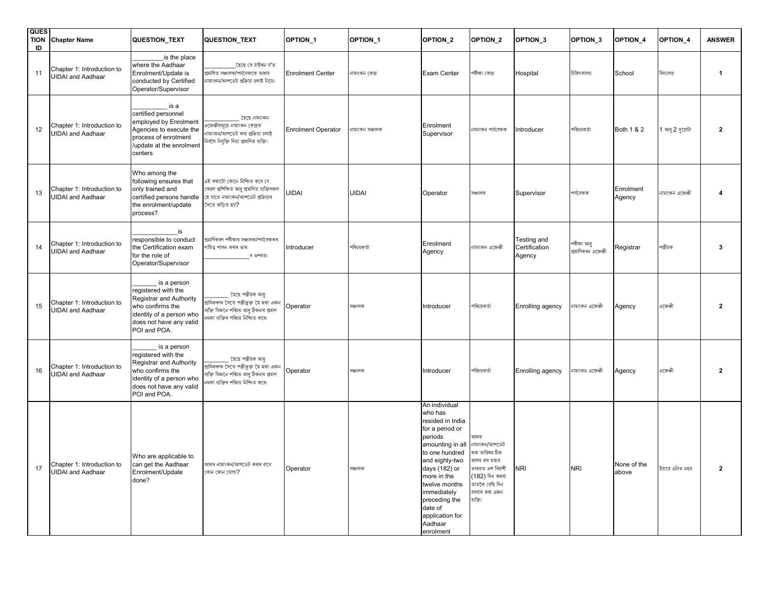| QUESTION ID | Chapter Name | QUESTION_TEXT | QUESTION_TEXT | OPTION_1 | OPTION_1 | OPTION_2 | OPTION_2 | OPTION_3 | OPTION_3 | OPTION_4 | OPTION_4 | ANSWER |
|---|---|---|---|---|---|---|---|---|---|---|---|---|
| 11 | Chapter 1: Introduction to UIDAI and Aadhaar | _________is the place where the Aadhaar Enrolment/Update is conducted by Certified Operator/Supervisor | __________ হৈছে সে ঠাইখন য'ত প্ৰমাণিত সঞ্চালক/পৰ্যবেক্ষকে আধাৰ নামাংকন/আপডেট প্ৰক্ৰিয়া চলাই নিয়ে। | Enrolment Center | নামাংকন কেন্দ্ৰ | Exam Center | পৰীক্ষা কেন্দ্ৰ | Hospital | চিকিৎসালয় | School | বিদ্যালয় | 1 |
| 12 | Chapter 1: Introduction to UIDAI and Aadhaar | __________ is a certified personnel employed by Enrolment Agencies to execute the process of enrolment /update at the enrolment centers | ___________ হৈছে নামাংকন এজেন্সীসমূহে নামাংকন কেন্দ্ৰত নামাংকন/আপডেট কৰা প্ৰক্ৰিয়া চলাই নিবলৈ নিযুক্তি দিয়া প্ৰমাণিত ব্যক্তি। | Enrolment Operator | নামাংকন সঞ্চালক | Enrolment Supervisor | নামাংকন পৰ্যবেক্ষক | Introducer | পৰিচয়কৰ্তা | Both 1 & 2 | 1 আৰু 2 দুয়োটা | 2 |
| 13 | Chapter 1: Introduction to UIDAI and Aadhaar | Who among the following ensures that only trained and certified persons handle the enrolment/update process? | এই কথাটো কোনে নিশ্চিত কৰে যে কেৱল প্ৰশিক্ষিত আৰু প্ৰমাণিত ব্যক্তিসকল হে যাতে নামাংকন/আপডেট প্ৰক্ৰিয়াৰ সৈতে জড়িত হয়? | UIDAI | UIDAI | Operator | সঞ্চালক | Supervisor | পৰ্যবেক্ষক | Enrolment Agency | নামাংকন এজেন্সী | 4 |
| 14 | Chapter 1: Introduction to UIDAI and Aadhaar | ____________is responsible to conduct the Certification exam for the role of Operator/Supervisor | প্ৰমাণিকৰণ পৰীক্ষাৰ সঞ্চালক/পৰ্যবেক্ষকৰ দায়িত্ব পালন কৰাৰ ভাৰ ______________ৰ ওপৰত। | Introducer | পৰিচয়কৰ্তা | Enrolment Agency | নামাংকন এজেন্সী | Testing and Certification Agency | পৰীক্ষা আৰু প্ৰমাণিকৰণ এজেন্সী | Registrar | পঞ্জীয়ক | 3 |
| 15 | Chapter 1: Introduction to UIDAI and Aadhaar | _______ is a person registered with the Registrar and Authority who confirms the identity of a person who does not have any valid POI and POA. | _______ হৈছে পঞ্জীয়ক আৰু প্ৰাধিকৰণৰ সৈতে পঞ্জীভুক্ত হৈ থকা এজন ব্যক্তি যিজনে পৰিচয় আৰু ঠিকনাৰ প্ৰমাণ নথকা ব্যক্তিৰ পৰিচয় নিশ্চিত কৰে৷ | Operator | সঞ্চালক | Introducer | পৰিচয়কৰ্তা | Enrolling agency | নামাংকন এজেন্সী | Agency | এজেন্সী | 2 |
| 16 | Chapter 1: Introduction to UIDAI and Aadhaar | _______ is a person registered with the Registrar and Authority who confirms the identity of a person who does not have any valid POI and POA. | _______ হৈছে পঞ্জীয়ক আৰু প্ৰাধিকৰণৰ সৈতে পঞ্জীভুক্ত হৈ থকা এজন ব্যক্তি যিজনে পৰিচয় আৰু ঠিকনাৰ প্ৰমাণ নথকা ব্যক্তিৰ পৰিচয় নিশ্চিত কৰে৷ | Operator | সঞ্চালক | Introducer | পৰিচয়কৰ্তা | Enrolling agency | নামাংকন এজেন্সী | Agency | এজেন্সী | 2 |
| 17 | Chapter 1: Introduction to UIDAI and Aadhaar | Who are applicable to can get the Aadhaar Enrolment/Update done? | আধাৰ নামাংকন/আপডেট কৰাৰ বাবে কোন কোন যোগ্য? | Operator | সঞ্চালক | An individual who has resided in India for a period or periods amounting in all to one hundred and eighty-two days (182) or more in the twelve months immediately preceding the date of application for Aadhaar enrolment | আধাৰ নামাংকন/আপডেট কৰা তাৰিখৰ ঠিক আগৰ বাৰ মাহত ভাৰতত এশ বিৰাশী (182) দিন অথবা তাতকৈ বেছি দিন বসবাস কৰা এজন ব্যক্তি। | NRI | NRI | None of the above | ইয়াৰে এটাও নহয় | 2 |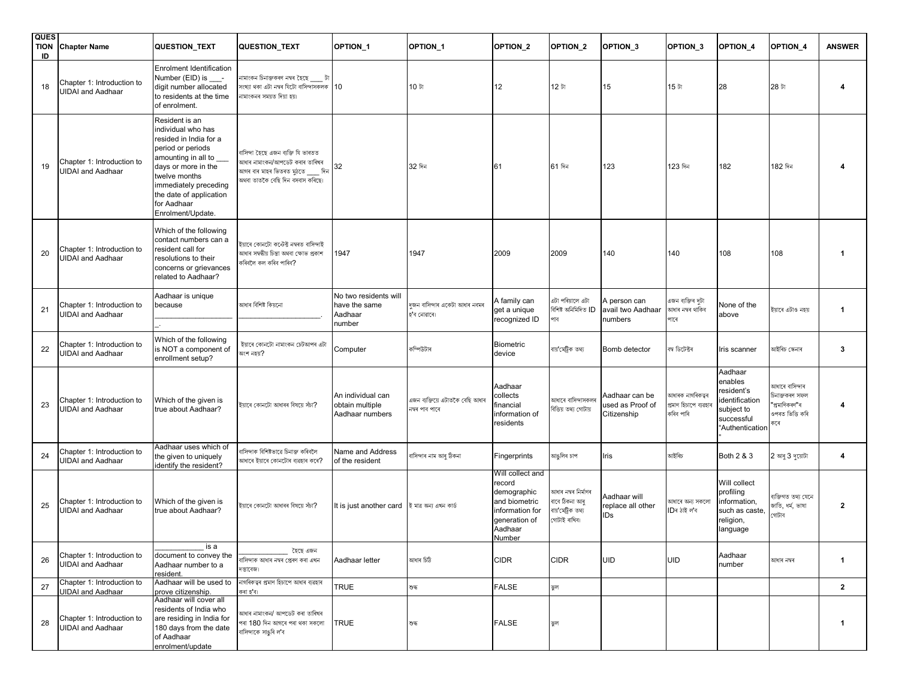| QUESTION ID | Chapter Name | QUESTION_TEXT | QUESTION_TEXT | OPTION_1 | OPTION_1 | OPTION_2 | OPTION_2 | OPTION_3 | OPTION_3 | OPTION_4 | OPTION_4 | ANSWER |
|---|---|---|---|---|---|---|---|---|---|---|---|---|
| 18 | Chapter 1: Introduction to UIDAI and Aadhaar | Enrolment Identification Number (EID) is ___-digit number allocated to residents at the time of enrolment. | নামাংকন চিনাক্তকৰণ নম্বৰ হৈছে ____ টা সংখ্যা থকা এটা নম্বৰ যিটো বাসিন্দাসকলক নামাংকনৰ সময়ত দিয়া হয়। | 10 | 10 টা | 12 | 12 টা | 15 | 15 টা | 28 | 28 টা | 4 |
| 19 | Chapter 1: Introduction to UIDAI and Aadhaar | Resident is an individual who has resided in India for a period or periods amounting in all to ___ days or more in the twelve months immediately preceding the date of application for Aadhaar Enrolment/Update. | বাসিন্দা হৈছে এজন ব্যক্তি যি ভাৰতত আধাৰ নামাংকন/আপডেট কৰাৰ তাৰিখৰ আগৰ বাৰ মাহৰ ভিতৰত মুঠতে ____ দিন অথবা তাতকৈ বেছি দিন বসবাস কৰিছে। | 32 | 32 দিন | 61 | 61 দিন | 123 | 123 দিন | 182 | 182 দিন | 4 |
| 20 | Chapter 1: Introduction to UIDAI and Aadhaar | Which of the following contact numbers can a resident call for resolutions to their concerns or grievances related to Aadhaar? | ইয়াৰে কোনটো কণ্টেক্ট নম্বৰত বাসিন্দাই আধাৰ সম্বন্ধীয় চিন্তা অথবা ক্ষোভ প্ৰকাশ কৰিবলৈ কল কৰিব পাৰিব? | 1947 | 1947 | 2009 | 2009 | 140 | 140 | 108 | 108 | 1 |
| 21 | Chapter 1: Introduction to UIDAI and Aadhaar | Aadhaar is unique because ___________________. | আধাৰ বিশিষ্ট কিয়নো ______________________. | No two residents will have the same Aadhaar number | দুজন বাসিন্দাৰ একেটা আধাৰ নম্বৰ হ'ব নোৱাৰে। | A family can get a unique recognized ID | এটা পৰিয়ালে এটা বিশিষ্ট অনিমিদিত ID পাব | A person can avail two Aadhaar numbers | এজন ব্যক্তিৰ দুটা আধাৰ নম্বৰ থাকিব পাৰে | None of the above | ইয়াৰে এটাও নহয় | 1 |
| 22 | Chapter 1: Introduction to UIDAI and Aadhaar | Which of the following is NOT a component of enrollment setup? | ইয়াৰে কোনটো নামাংকন চেটআপৰ এটা অংশ নহয়? | Computer | কম্পিউটাৰ | Biometric device | বায়'মেট্ৰিক তথ্য | Bomb detector | বম্ব ডিটেক্টৰ | Iris scanner | আইৰিচ স্কেনাৰ | 3 |
| 23 | Chapter 1: Introduction to UIDAI and Aadhaar | Which of the given is true about Aadhaar? | ইয়াৰে কোনটো আধাৰৰ বিষয়ে সঁচা? | An individual can obtain multiple Aadhaar numbers | এজন ব্যক্তিয়ে এটাতকৈ বেছি আধাৰ নম্বৰ পাব পাৰে | Aadhaar collects financial information of residents | আধাৰে বাসিন্দাসকলৰ বিত্তিয় তথ্য গোটায় | Aadhaar can be used as Proof of Citizenship | আধাৰক নাগৰিকত্বৰ প্ৰমাণ হিচাপে ব্যৱহাৰ কৰিব পাৰি | Aadhaar enables resident's identification subject to successful "Authentication" | আধাৰে বাসিন্দাৰ চিনাক্তকৰণ সফল "প্ৰমানিকৰণ"ৰ ওপৰত ভিত্তি কৰি কৰে | 4 |
| 24 | Chapter 1: Introduction to UIDAI and Aadhaar | Aadhaar uses which of the given to uniquely identify the resident? | বাসিন্দাক বিশিষ্টভাৱে চিনাক্ত কৰিবলৈ আধাৰে ইয়াৰে কোনটোৰ ব্যৱহাৰ কৰে? | Name and Address of the resident | বাসিন্দাৰ নাম আৰু ঠিকনা | Fingerprints | আঙুলিৰ চাপ | Iris | আইৰিচ | Both 2 & 3 | 2 আৰু 3 দুয়োটা | 4 |
| 25 | Chapter 1: Introduction to UIDAI and Aadhaar | Which of the given is true about Aadhaar? | ইয়াৰে কোনটো আধাৰৰ বিষয়ে সঁচা? | It is just another card | ই মাত্ৰ অন্য এখন কাৰ্ড | Will collect and record demographic and biometric information for generation of Aadhaar Number | আধাৰ নম্বৰ নিৰ্মাণৰ বাবে ঠিকনা আৰু বায়'মেট্ৰিক তথ্য গোটাই ৰাখিব। | Aadhaar will replace all other IDs | আধাৰে অন্য সকলো IDৰ ঠাই ল'ব | Will collect profiling information, such as caste, religion, language | ব্যক্তিগত তথ্য যেনে জাতি, ধৰ্ম, ভাষা গোটাব | 2 |
| 26 | Chapter 1: Introduction to UIDAI and Aadhaar | ____________ is a document to convey the Aadhaar number to a resident. | ____________ হৈছে এজন বাসিন্দাক আধাৰ নম্বৰ প্ৰেৰণ কৰা এখন দস্তাবেজ। | Aadhaar letter | আধাৰ চিঠি | CIDR | CIDR | UID | UID | Aadhaar number | আধাৰ নম্বৰ | 1 |
| 27 | Chapter 1: Introduction to UIDAI and Aadhaar | Aadhaar will be used to prove citizenship. | নাগৰিকত্বৰ প্ৰমাণ হিচাপে আধাৰ ব্যৱহাৰ কৰা হ'ব। | TRUE | শুদ্ধ | FALSE | ভুল | | | | | 2 |
| 28 | Chapter 1: Introduction to UIDAI and Aadhaar | Aadhaar will cover all residents of India who are residing in India for 180 days from the date of Aadhaar enrolment/update | আধাৰ নামাংকন/ আপডেট কৰা তাৰিখৰ পৰা 180 দিন আগৰে পৰা থকা সকলো বাসিন্দাকে সাঙুৰি ল'ব | TRUE | শুদ্ধ | FALSE | ভুল | | | | | 1 |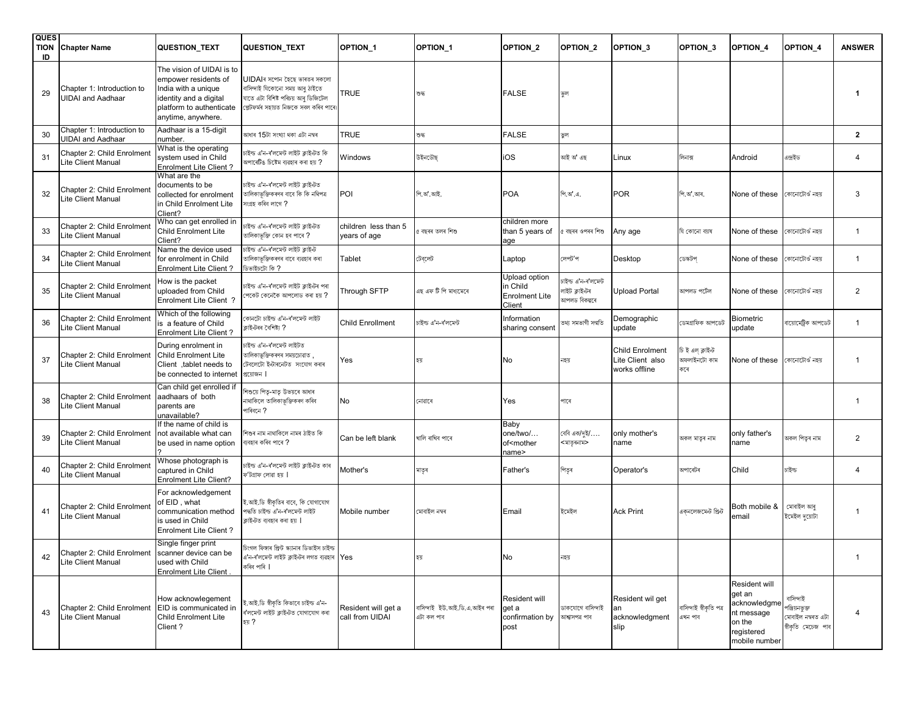| QUESTION ID | Chapter Name | QUESTION_TEXT | QUESTION_TEXT | OPTION_1 | OPTION_1 | OPTION_2 | OPTION_2 | OPTION_3 | OPTION_3 | OPTION_4 | OPTION_4 | ANSWER |
|---|---|---|---|---|---|---|---|---|---|---|---|---|
| 29 | Chapter 1: Introduction to UIDAI and Aadhaar | The vision of UIDAI is to empower residents of India with a unique identity and a digital platform to authenticate anytime, anywhere. | UIDAIৰ সপোন হৈছে ভাৰতৰ সকলো বাসিন্দাই যিকোনো সময় আৰু ঠাইতে যাতে এটা বিশিষ্ট পৰিচয় আৰু ডিজিটেল প্লেটফৰ্মৰ সহায়ত নিজকে সবল কৰিব পাৰে। | TRUE | শুদ্ধ | FALSE | ভুল | | | | | 1 |
| 30 | Chapter 1: Introduction to UIDAI and Aadhaar | Aadhaar is a 15-digit number. | আধাৰ 15টা সংখ্যা থকা এটা নম্বৰ | TRUE | শুদ্ধ | FALSE | ভুল | | | | | **2** |
| 31 | Chapter 2: Child Enrolment Lite Client Manual | What is the operating system used in Child Enrolment Lite Client ? | চাইল্ড এ'ন-ৰ'লমেন্ট লাইট ক্লাইণ্টত কি অপাৰেটিং চিষ্টেম ব্যৱহাৰ কৰা হয় ? | Windows | উইনডোছ্ | iOS | আই অ' এছ | Linux | লিনাক্স | Android | এন্ড্ৰইড | 4 |
| 32 | Chapter 2: Child Enrolment Lite Client Manual | What are the documents to be collected for enrolment in Child Enrolment Lite Client? | চাইল্ড এ'ন-ৰ'লমেন্ট লাইট ক্লাইণ্টত তালিকাভুক্তিকৰণৰ বাবে কি কি নথিপত্ৰ সংগ্ৰহ কৰিব লাগে ? | POI | পি.অ'.আই. | POA | পি.অ'.এ. | POR | পি.অ'.আৰ. | None of these | কোনোটোৱেই নহয় | 3 |
| 33 | Chapter 2: Child Enrolment Lite Client Manual | Who can get enrolled in Child Enrolment Lite Client? | চাইল্ড এ'ন-ৰ'লমেন্ট লাইট ক্লাইণ্টত তালিকাভুক্তি কোন হব পাৰে ? | children less than 5 years of age | ৫ বছৰৰ তলৰ শিশু | children more than 5 years of age | ৫ বছৰৰ ওপৰৰ শিশু | Any age | যি কোনো বয়স | None of these | কোনোটোৱেই নহয় | 1 |
| 34 | Chapter 2: Child Enrolment Lite Client Manual | Name the device used for enrolment in Child Enrolment Lite Client ? | চাইল্ড এ'ন-ৰ'লমেন্ট লাইট ক্লাইণ্ট তালিকাভুক্তিকৰণৰ বাবে ব্যৱহাৰ কৰা ডিভাইচটো কি ? | Tablet | টেবলেট | Laptop | লেপটপ | Desktop | ডেস্কটপ্ | None of these | কোনোটোৱেই নহয় | 1 |
| 35 | Chapter 2: Child Enrolment Lite Client Manual | How is the packet uploaded from Child Enrolment Lite Client ? | চাইল্ড এ'ন-ৰ'লমেন্ট লাইট ক্লাইণ্টৰ পৰা পেকেট কেনেকৈ আপলোড কৰা হয় ? | Through SFTP | এছ এফ টি পি মাধ্যমেৰে | Upload option in Child Enrolment Lite Client | চাইল্ড এ'ন-ৰ'লমেন্ট লাইট ক্লাইণ্টৰ আপলড বিকল্পৰে | Upload Portal | আপলড পৰ্টেল | None of these | কোনোটোৱেই নহয় | 2 |
| 36 | Chapter 2: Child Enrolment Lite Client Manual | Which of the following is a feature of Child Enrolment Lite Client ? | কোনটো চাইল্ড এ'ন-ৰ'লমেন্ট লাইট ক্লাইণ্টৰ বৈশিষ্ট্য ? | Child Enrollment | চাইল্ড এ'ন-ৰ'লমেন্ট | Information sharing consent | তথ্য সমভাগী সন্মতি | Demographic update | ডেমগ্ৰাফিক আপডেট | Biometric update | বায়োমেট্ৰিক আপডেট | 1 |
| 37 | Chapter 2: Child Enrolment Lite Client Manual | During enrolment in Child Enrolment Lite Client ,tablet needs to be connected to internet ? | চাইল্ড এ'ন-ৰ'লমেন্ট লাইটত তালিকাভুক্তিকৰণৰ সময়চোৱাত , টেবলেটো ইণ্টাৰনেটত সংযোগ কৰাৰ প্ৰয়োজন । | Yes | হয় | No | নহয় | Child Enrolment Lite Client also works offline | চি ই এল্ ক্লাইণ্ট অফলাইনটো কাম কৰে | None of these | কোনোটোৱেই নহয় | 1 |
| 38 | Chapter 2: Child Enrolment Lite Client Manual | Can child get enrolled if aadhaars of both parents are unavailable? | শিশুয়ে পিতৃ-মাতৃ উভয়ৰে আধাৰ নাথাকিলে তালিকাভুক্তিকৰণ কৰিব পাৰিবনে ? | No | নোৱাৰে | Yes | পাৰে | | | | | 1 |
| 39 | Chapter 2: Child Enrolment Lite Client Manual | If the name of child is not available what can be used in name option ? | শিশুৰ নাম নাথাকিলে নামৰ ঠাইত কি ব্যৱহাৰ কৰিব পাৰে ? | Can be left blank | খালি ৰাখিব পাৰে | Baby one/two/… of<mother name> | বেবি এক/দুই/…. <মাতৃৰনাম> | only mother's name | অকল মাতৃৰ নাম | only father's name | অকল পিতৃৰ নাম | 2 |
| 40 | Chapter 2: Child Enrolment Lite Client Manual | Whose photograph is captured in Child Enrolment Lite Client? | চাইল্ড এ'ন-ৰ'লমেন্ট লাইট ক্লাইণ্টত কাৰ ফ'টগ্ৰাফ লোৱা হয় । | Mother's | মাতৃৰ | Father's | পিতৃৰ | Operator's | অপাৰেটৰ | Child | চাইল্ড | 4 |
| 41 | Chapter 2: Child Enrolment Lite Client Manual | For acknowledgement of EID , what communication method is used in Child Enrolment Lite Client ? | ই.আই.ডি স্বীকৃতিৰ বাবে, কি যোগাযোগ পদ্ধতি চাইল্ড এ'ন-ৰ'লমেন্ট লাইট ক্লাইণ্টত ব্যৱহাৰ কৰা হয় । | Mobile number | মোবাইল নম্বৰ | Email | ইমেইল | Ack Print | একনলেজমেন্ট প্ৰিণ্ট | Both mobile & email | মোবাইল আৰু ইমেইল দুয়োটা | 1 |
| 42 | Chapter 2: Child Enrolment Lite Client Manual | Single finger print scanner device can be used with Child Enrolment Lite Client . | চিংগল ফিঙ্গাৰ প্ৰিন্ট স্কেনাৰ ডিভাইচ চাইল্ড এ'ন-ৰ'লমেন্ট লাইট ক্লাইণ্টৰ লগত ব্যৱহাৰ কৰিব পাৰি । | Yes | হয় | No | নহয় | | | | | 1 |
| 43 | Chapter 2: Child Enrolment Lite Client Manual | How acknowlegement EID is communicated in Child Enrolment Lite Client ? | ই.আই.ডি স্বীকৃতি কিভাবে চাইল্ড এ'ন-ৰ'লমেন্ট লাইট ক্লাইণ্টত যোগাযোগ কৰা হয় ? | Resident will get a call from UIDAI | বাসিন্দাই ইউ.আই.ডি.এ.আইৰ পৰা এটা কল পাব | Resident will get a confirmation by post | ডাকযোগে বাসিন্দাই আশ্বাসপত্ৰ পাব | Resident wil get an acknowledgment slip | বাসিন্দাই স্বীকৃতি পত্ৰ এখন পাব | Resident will get an acknowledgment message on the registered mobile number | বাসিন্দাই পঞ্জিয়নভুক্ত মোবাইল নম্বৰত এটা স্বীকৃতি মেচেজ পাব | 4 |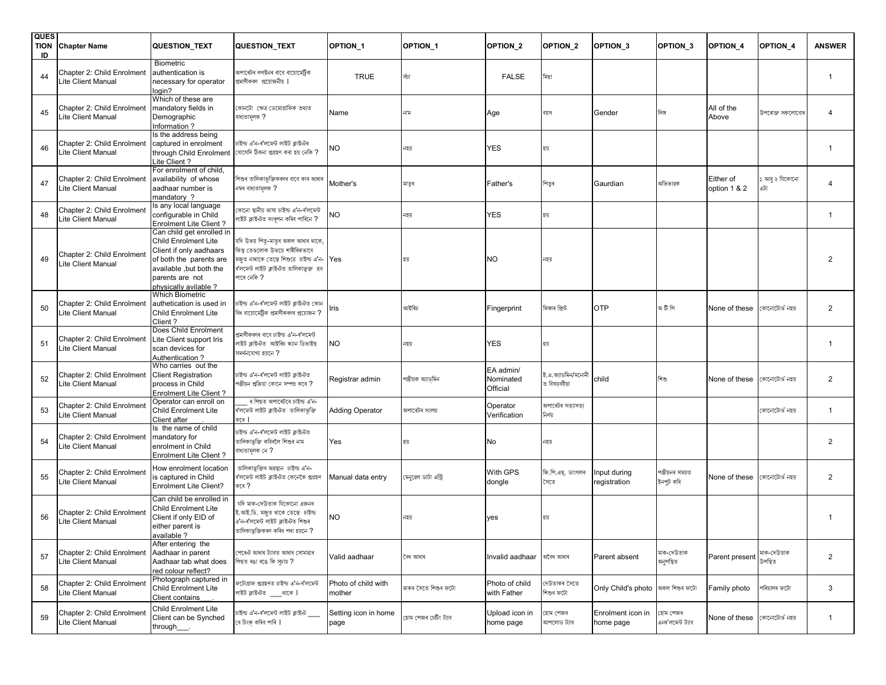| QUESTION ID | Chapter Name | QUESTION_TEXT | QUESTION_TEXT | OPTION_1 | OPTION_1 | OPTION_2 | OPTION_2 | OPTION_3 | OPTION_3 | OPTION_4 | OPTION_4 | ANSWER |
|---|---|---|---|---|---|---|---|---|---|---|---|---|
| 44 | Chapter 2: Child Enrolment Lite Client Manual | Biometric authentication is necessary for operator login? | অপাৰেটৰ লগইনৰ বাবে বায়োমেট্ৰিক প্ৰমাণীকৰণ প্ৰয়োজনীয় । | TRUE | সঁচা | FALSE | মিছা | | | | | 1 |
| 45 | Chapter 2: Child Enrolment Lite Client Manual | Which of these are mandatory fields in Demographic Information ? | কোনটো ক্ষেত্ৰ ডেমোগ্ৰাফিক তথ্যত বাধ্যতামূলক ? | Name | নাম | Age | বয়স | Gender | লিঙ্গ | All of the Above | উপৰোক্ত সকলোবোৰ | 4 |
| 46 | Chapter 2: Child Enrolment Lite Client Manual | Is the address being captured in enrolment through Child Enrolment Lite Client ? | চাইল্ড এ'ন-ৰ'লমেন্ট লাইট ক্লাইন্টৰ যোগেদি ঠিকনা গ্ৰহণ কৰা হয় নেকি ? | NO | নহয় | YES | হয় | | | | | 1 |
| 47 | Chapter 2: Child Enrolment Lite Client Manual | For enrolment of child, availability of whose aadhaar number is mandatory ? | শিশুৰ তালিকাভুক্তিকৰণৰ বাবে কাৰ আধাৰ নম্বৰ বাধ্যতামূলক ? | Mother's | মাতৃৰ | Father's | পিতৃৰ | Gaurdian | অভিভাৱক | Either of option 1 & 2 | ১ আৰু ২ যিকোনো এটা | 4 |
| 48 | Chapter 2: Child Enrolment Lite Client Manual | Is any local language configurable in Child Enrolment Lite Client ? | কোনো স্থানীয় ভাষা চাইল্ড এ'ন-ৰ'লমেন্ট লাইট ক্লাইন্টত সংৰূপন কৰিব পাৰিনে ? | NO | নহয় | YES | হয় | | | | | 1 |
| 49 | Chapter 2: Child Enrolment Lite Client Manual | Can child get enrolled in Child Enrolment Lite Client if only aadhaars of both the parents are available ,but both the parents are not physically avilable ? | যদি উভয় পিতৃ-মাতৃৰ অকল আধাৰ থাকে, কিন্তু তেওলোক উভয়ে শৰীৰিকভাৱে মজুত নাথাকে তেন্তে শিশুৰ চাইল্ড এ'ন-ৰ'লমেন্ট লাইট ক্লাইন্টত তালিকাভুক্ত হব পাৰে নেকি ? | Yes | হয় | NO | নহয় | | | | | 2 |
| 50 | Chapter 2: Child Enrolment Lite Client Manual | Which Biometric authetication is used in Child Enrolment Lite Client ? | চাইল্ড এ'ন-ৰ'লমেন্ট লাইট ক্লাইন্টত কোন বিধ বায়োমেট্ৰিক প্ৰমাণীকৰণৰ প্ৰয়োজন ? | Iris | আইৰিচ | Fingerprint | ফিংগাৰ প্ৰিন্ট | OTP | অ টি পি | None of these | কোনোটোৱে নহয় | 2 |
| 51 | Chapter 2: Child Enrolment Lite Client Manual | Does Child Enrolment Lite Client support Iris scan devices for Authentication ? | প্ৰমাণীকৰণৰ বাবে চাইল্ড এ'ন-ৰ'লমেন্ট লাইট ক্লাইন্টে আইৰিচ স্কান ডিভাইছ সমৰ্থনযোগ্য হয়নে ? | NO | নহয় | YES | হয় | | | | | 1 |
| 52 | Chapter 2: Child Enrolment Lite Client Manual | Who carries out the Client Registration process in Child Enrolment Lite Client ? | চাইল্ড এ'ন-ৰ'লমেন্ট লাইট ক্লাইন্টত পঞ্জীয়ন প্ৰক্ৰিয়া কোনে সম্পন্ন কৰে ? | Registrar admin | পঞ্জীয়ক অ্যাডমিন | EA admin/ Nominated Official | ই.এ.অ্যাডমিন/মনোনীত বিষয়ববীয়া | child | শিশু | None of these | কোনোটোৱে নহয় | 2 |
| 53 | Chapter 2: Child Enrolment Lite Client Manual | Operator can enroll on Child Enrolment Lite Client after ___. | ___ ৰ পিছত অপাৰেটৰে চাইল্ড এ'ন-ৰ'লমেন্ট লাইট ক্লাইন্টত তালিকাভুক্তি কৰে । | Adding Operator | অপাৰেটৰ সংলগ্ন | Operator Verification | অপাৰেটৰ সত্যাসত্য নিৰ্ণয় | | | | কোনোটোৱে নহয় | 1 |
| 54 | Chapter 2: Child Enrolment Lite Client Manual | Is the name of child mandatory for enrolment in Child Enrolment Lite Client ? | চাইল্ড এ'ন-ৰ'লমেন্ট লাইট ক্লাইন্টত তালিকাভুক্তি কৰিবলৈ শিশুৰ নাম বাধ্যতামূলক নে ? | Yes | হয় | No | নহয় | | | | | 2 |
| 55 | Chapter 2: Child Enrolment Lite Client Manual | How enrolment location is captured in Child Enrolment Lite Client? | তালিকাভুক্তিৰ অৱস্থান চাইল্ড এ'ন-ৰ'লমেন্ট লাইট ক্লাইন্টত কেনেকৈ গ্ৰহণ কৰে ? | Manual data entry | মেনুৱেল ডাটা এন্ট্ৰি | With GPS dongle | জি.পি.এছ. ডাংগলৰ সৈতে | Input during registration | পঞ্জীয়নৰ সময়ত ইনপুট কৰি | None of these | কোনোটোৱে নহয় | 2 |
| 56 | Chapter 2: Child Enrolment Lite Client Manual | Can child be enrolled in Child Enrolment Lite Client if only EID of either parent is available ? | যদি মাক-দেউতাক যিকোনো এজনৰ ই.আই.ডি. মজুত থাকে তেন্তে চাইল্ড এ'ন-ৰ'লমেন্ট লাইট ক্লাইন্টত শিশুৰ তালিকাভুক্তিকৰণ কৰিব পৰা হয়নে ? | NO | নহয় | yes | হয় | | | | | 1 |
| 57 | Chapter 2: Child Enrolment Lite Client Manual | After entering the Aadhaar in parent Aadhaar tab what does red colour reflect? | পেৰেন্ট আধাৰ ট্যাবত আধাৰ সোমাৱাৰ পিছত ৰঙা ৰঙে কি সূচায় ? | Valid aadhaar | বৈধ আধাৰ | Invalid aadhaar | অবৈধ আধাৰ | Parent absent | মাক-দেউতাক অনুপস্থিত | Parent present | মাক-দেউতাক উপস্থিত | 2 |
| 58 | Chapter 2: Child Enrolment Lite Client Manual | Photograph captured in Child Enrolment Lite Client contains ___. | ফটোগ্ৰাফ প্ৰগ্ৰহণত চাইল্ড এ'ন-ৰ'লমেন্ট লাইট ক্লাইন্টত ___থাকে । | Photo of child with mother | মাকৰ সৈতে শিশুৰ ফটো | Photo of child with Father | দেউতাকৰ সৈতে শিশুৰ ফটো | Only Child's photo | অকল শিশুৰ ফটো | Family photo | পৰিয়ালৰ ফটো | 3 |
| 59 | Chapter 2: Child Enrolment Lite Client Manual | Child Enrolment Lite Client can be Synched through___. | চাইল্ড এ'ন-ৰ'লমেন্ট লাইট ক্লাইন্ট ___ ৰে চিংক্ কৰিব পাৰি । | Setting icon in home page | হোম পেজৰ চেটিং ট্যাব | Upload icon in home page | হোম পেজৰ আপলোড ট্যাব | Enrolment icon in home page | হোম পেজৰ এনৰ'লমেন্ট ট্যাব | None of these | কোনোটোৱে নহয় | 1 |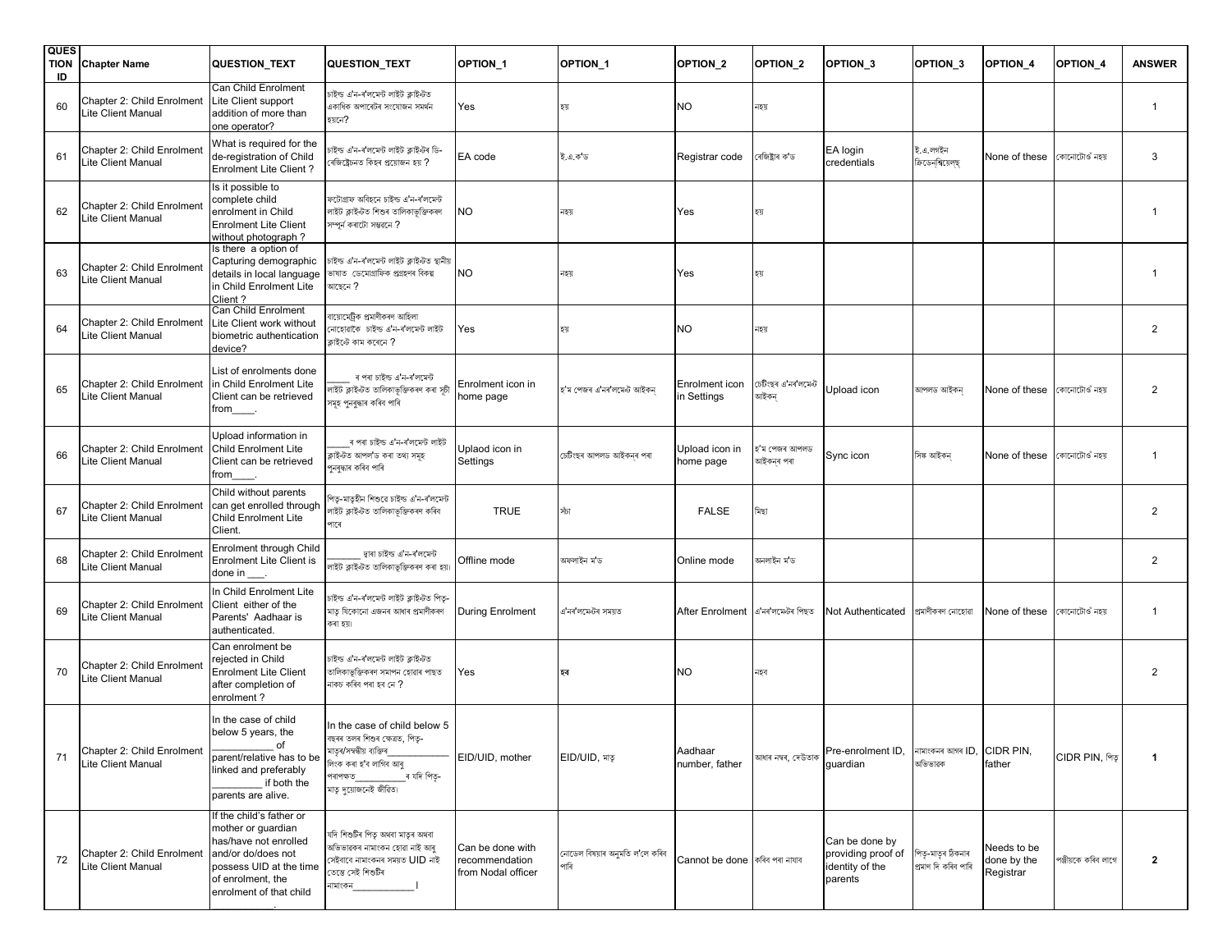| QUESTION ID | Chapter Name | QUESTION_TEXT | QUESTION_TEXT | OPTION_1 | OPTION_1 | OPTION_2 | OPTION_2 | OPTION_3 | OPTION_3 | OPTION_4 | OPTION_4 | ANSWER |
|---|---|---|---|---|---|---|---|---|---|---|---|---|
| 60 | Chapter 2: Child Enrolment Lite Client Manual | Can Child Enrolment Lite Client support addition of more than one operator? | চাইল্ড এ'ন-ৰ'লমেন্ট লাইট ক্লাইন্টত একাধিক অপাৰেটৰ সংযোজন সমৰ্থন হয়নে? | Yes | হয় | NO | নহয় | | | | | 1 |
| 61 | Chapter 2: Child Enrolment Lite Client Manual | What is required for the de-registration of Child Enrolment Lite Client ? | চাইল্ড এ'ন-ৰ'লমেন্ট লাইট ক্লাইন্টৰ ডি-ৰেজিষ্ট্ৰেচনত কিহৰ প্ৰয়োজন হয় ? | EA code | ই.এ.ক'ড | Registrar code | ৰেজিষ্ট্ৰাৰ ক'ড | EA login credentials | ই.এ.লগইন ক্ৰিডেনশ্বিয়েলছ্ | None of these | কোনোটোৱেই নহয় | 3 |
| 62 | Chapter 2: Child Enrolment Lite Client Manual | Is it possible to complete child enrolment in Child Enrolment Lite Client without photograph ? | ফটোগ্ৰাফ অবিহনে চাইল্ড এ'ন-ৰ'লমেন্ট লাইট ক্লাইন্টত শিশুৰ তালিকাভুক্তিকৰণ সম্পূৰ্ন কৰাটো সম্ভৱনে ? | NO | নহয় | Yes | হয় | | | | | 1 |
| 63 | Chapter 2: Child Enrolment Lite Client Manual | Is there a option of Capturing demographic details in local language in Child Enrolment Lite Client ? | চাইল্ড এ'ন-ৰ'লমেন্ট লাইট ক্লাইন্টত স্থানীয় ভাষাত ডেমোগ্ৰাফিক প্ৰগ্ৰহণৰ বিকল্প আছেনে ? | NO | নহয় | Yes | হয় | | | | | 1 |
| 64 | Chapter 2: Child Enrolment Lite Client Manual | Can Child Enrolment Lite Client work without biometric authentication device? | বায়োমেট্ৰিক প্ৰমাণীকৰণ আহিলা নোহোৱাকৈ চাইল্ড এ'ন-ৰ'লমেন্ট লাইট ক্লাইন্টে কাম কৰেনে ? | Yes | হয় | NO | নহয় | | | | | 2 |
| 65 | Chapter 2: Child Enrolment Lite Client Manual | List of enrolments done in Child Enrolment Lite Client can be retrieved from____. | _____ ৰ পৰা চাইল্ড এ'ন-ৰ'লমেন্ট লাইট ক্লাইন্টত তালিকাভুক্তিকৰণ কৰা সূচী সমূহ পুনৰুদ্ধাৰ কৰিব পাৰি | Enrolment icon in home page | হ'ম পেজৰ এ'নৰ'লমেন্ট আইকন্ | Enrolment icon in Settings | চেটিংছৰ এ'নৰ'লমেন্ট আইকন্ | Upload icon | আপলড আইকন্ | None of these | কোনোটোৱেই নহয় | 2 |
| 66 | Chapter 2: Child Enrolment Lite Client Manual | Upload information in Child Enrolment Lite Client can be retrieved from____. | _____ৰ পৰা চাইল্ড এ'ন-ৰ'লমেন্ট লাইট ক্লাইন্টত আপল'ড কৰা তথ্য সমূহ পুনৰুদ্ধাৰ কৰিব পাৰি | Uplaod icon in Settings | চেটিংছৰ আপলড আইকন্ৰ পৰা | Upload icon in home page | হ'ম পেজৰ আপলড আইকন্ৰ পৰা | Sync icon | সিঙ্ক আইকন্ | None of these | কোনোটোৱেই নহয় | 1 |
| 67 | Chapter 2: Child Enrolment Lite Client Manual | Child without parents can get enrolled through Child Enrolment Lite Client. | পিতৃ-মাতৃহীন শিশুৱে চাইল্ড এ'ন-ৰ'লমেন্ট লাইট ক্লাইন্টত তালিকাভুক্তিকৰণ কৰিব পাৰে | TRUE | সঁচা | FALSE | মিছা | | | | | 2 |
| 68 | Chapter 2: Child Enrolment Lite Client Manual | Enrolment through Child Enrolment Lite Client is done in ___. | _______ দ্বাৰা চাইল্ড এ'ন-ৰ'লমেন্ট লাইট ক্লাইন্টত তালিকাভুক্তিকৰণ কৰা হয়। | Offline mode | অফলাইন ম'ড | Online mode | অনলাইন ম'ড | | | | | 2 |
| 69 | Chapter 2: Child Enrolment Lite Client Manual | In Child Enrolment Lite Client either of the Parents' Aadhaar is authenticated. | চাইল্ড এ'ন-ৰ'লমেন্ট লাইট ক্লাইন্টত পিতৃ-মাতৃ যিকোনো এজনৰ আধাৰ প্ৰমাণীকৰণ কৰা হয়। | During Enrolment | এ'নৰ'লমেন্টৰ সময়ত | After Enrolment | এ'নৰ'লমেন্টৰ পিছত | Not Authenticated | প্ৰমাণীকৰণ নোহোৱা | None of these | কোনোটোৱেই নহয় | 1 |
| 70 | Chapter 2: Child Enrolment Lite Client Manual | Can enrolment be rejected in Child Enrolment Lite Client after completion of enrolment ? | চাইল্ড এ'ন-ৰ'লমেন্ট লাইট ক্লাইন্টত তালিকাভুক্তিকৰণ সমাপন হোৱাৰ পাছত নাকচ কৰিব পৰা হব নে ? | Yes | হব | NO | নহব | | | | | 2 |
| 71 | Chapter 2: Child Enrolment Lite Client Manual | In the case of child below 5 years, the ___________ of parent/relative has to be linked and preferably _________ if both the parents are alive. | In the case of child below 5 বছৰৰ তলৰ শিশুৰ ক্ষেত্ৰত, পিতৃ-মাতৃ/সম্বন্ধীয় ব্যক্তিৰ____________ লিংক কৰা হ'ব লাগিব আৰু পৰাপক্ষত__________ৰ যদি পিতৃ-মাতৃ দুয়োজনেই জীৱিত। | EID/UID, mother | EID/UID, মাতৃ | Aadhaar number, father | আধাৰ নম্বৰ, দেউতাক | Pre-enrolment ID, guardian | নামাংকনৰ আগৰ ID, অভিভাৱক | CIDR PIN, father | CIDR PIN, পিতৃ | **1** |
| 72 | Chapter 2: Child Enrolment Lite Client Manual | If the child's father or mother or guardian has/have not enrolled and/or do/does not possess UID at the time of enrolment, the enrolment of that child ___________. | যদি শিশুটিৰ পিতৃ অথবা মাতৃৰ অথবা অভিভাৱকৰ নামাংকন হোৱা নাই আৰু সেইবাবে নামাংকনৰ সময়ত UID নাই তেন্তে সেই শিশুটিৰ নামাংকন____________। | Can be done with recommendation from Nodal officer | নোডেল বিষয়াৰ অনুমতি ল'লে কৰিব পাৰি | Cannot be done | কৰিব পৰা নাযাব | Can be done by providing proof of identity of the parents | পিতৃ-মাতৃৰ ঠিকনাৰ প্ৰমাণ দি কৰিব পাৰি | Needs to be done by the Registrar | পঞ্জীয়কে কৰিব লাগে | **2** |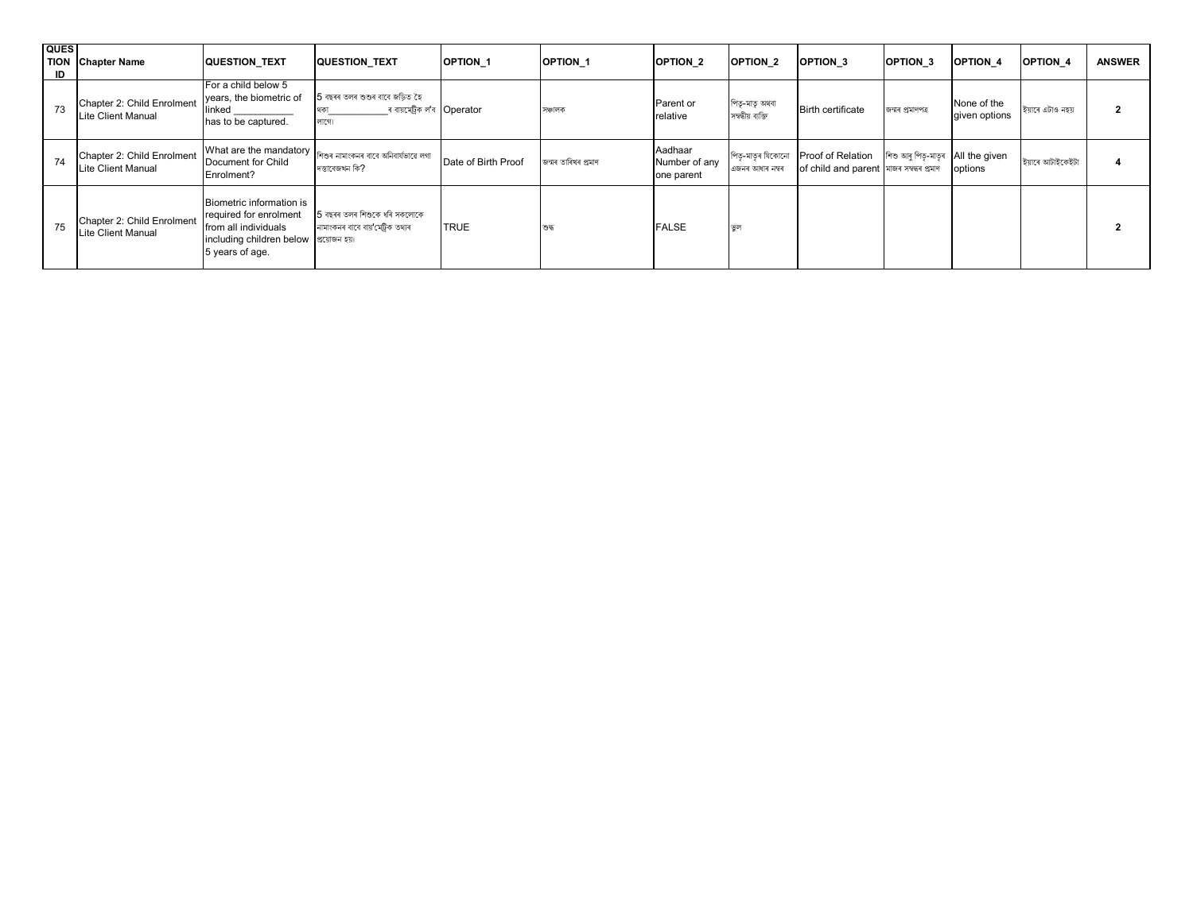| QUESTION ID | Chapter Name | QUESTION_TEXT | QUESTION_TEXT | OPTION_1 | OPTION_1 | OPTION_2 | OPTION_2 | OPTION_3 | OPTION_3 | OPTION_4 | OPTION_4 | ANSWER |
|---|---|---|---|---|---|---|---|---|---|---|---|---|
| 73 | Chapter 2: Child Enrolment Lite Client Manual | For a child below 5 years, the biometric of linked ___________ has to be captured. | 5 বছৰৰ তলৰ শুশুৰ বাবে জড়িত হৈ থকা___________ৰ বায়োমেট্ৰিক ল'ব লাগে। | Operator | সঞ্চালক | Parent or relative | পিতৃ-মাতৃ অথবা সম্বন্ধীয় ব্যক্তি | Birth certificate | জন্মৰ প্ৰমাণপত্ৰ | None of the given options | ইয়াৰে এটাও নহয় | 2 |
| 74 | Chapter 2: Child Enrolment Lite Client Manual | What are the mandatory Document for Child Enrolment? | শিশুৰ নামাংকনৰ বাবে অনিবাৰ্যভাৱে লগা দস্তাবেজসমূহ কি? | Date of Birth Proof | জন্মৰ তাৰিখৰ প্ৰমাণ | Aadhaar Number of any one parent | পিতৃ-মাতৃৰ যিকোনো এজনৰ আধাৰ নম্বৰ | Proof of Relation of child and parent | শিশু আৰু পিতৃ-মাতৃৰ মাজৰ সম্বন্ধৰ প্ৰমাণ | All the given options | ইয়াৰে আটাইকেইটা | 4 |
| 75 | Chapter 2: Child Enrolment Lite Client Manual | Biometric information is required for enrolment from all individuals including children below 5 years of age. | 5 বছৰৰ তলৰ শিশুকে ধৰি সকলোকে নামাংকনৰ বাবে বায়'মেট্ৰিক তথ্যৰ প্ৰয়োজন হয়। | TRUE | শুদ্ধ | FALSE | ভুল | | | | | 2 |